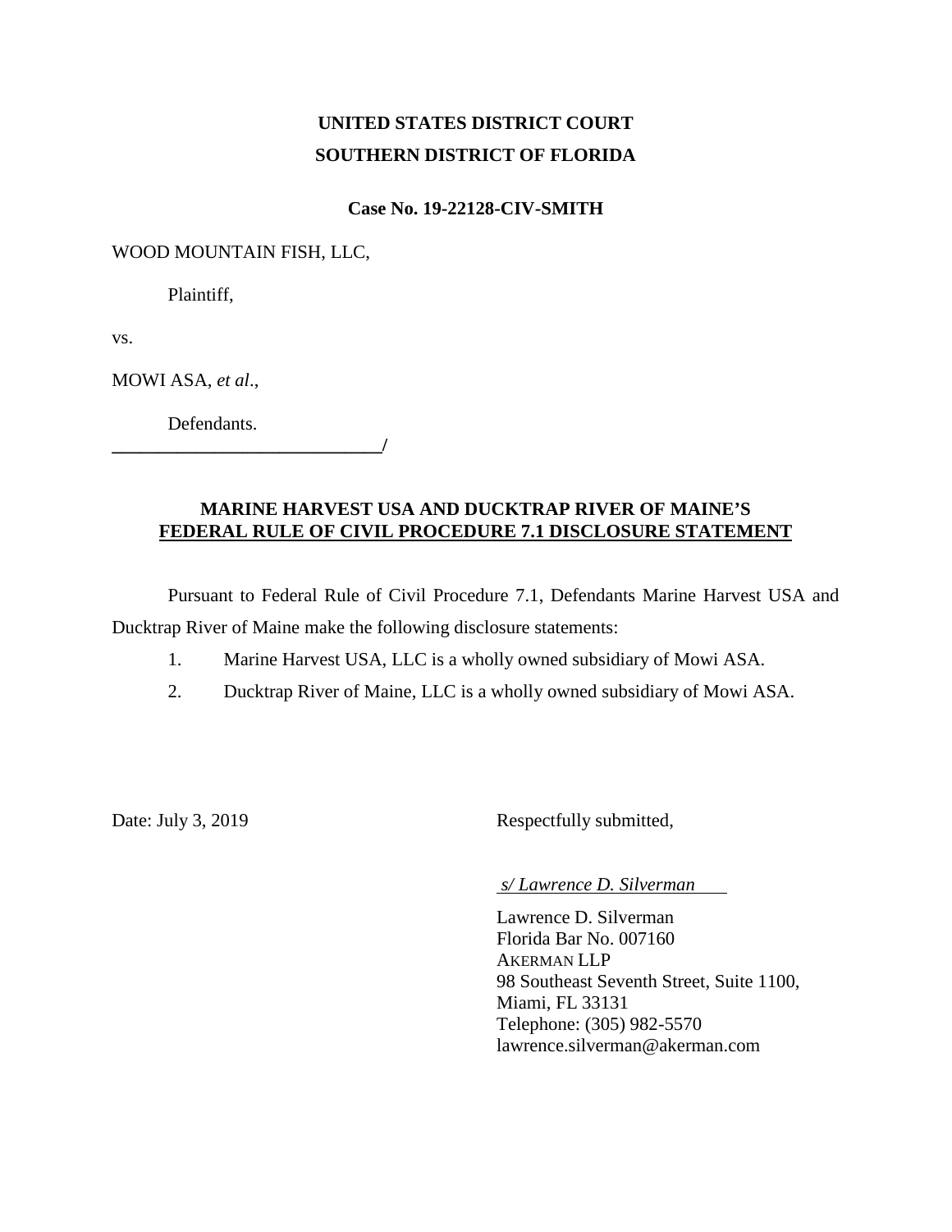**UNITED STATES DISTRICT COURT**
**SOUTHERN DISTRICT OF FLORIDA**

**Case No. 19-22128-CIV-SMITH**

WOOD MOUNTAIN FISH, LLC,

Plaintiff,

vs.

MOWI ASA, *et al*.,

Defendants.
______________________________/

**MARINE HARVEST USA AND DUCKTRAP RIVER OF MAINE'S**
**FEDERAL RULE OF CIVIL PROCEDURE 7.1 DISCLOSURE STATEMENT**

Pursuant to Federal Rule of Civil Procedure 7.1, Defendants Marine Harvest USA and Ducktrap River of Maine make the following disclosure statements:

1. Marine Harvest USA, LLC is a wholly owned subsidiary of Mowi ASA.
2. Ducktrap River of Maine, LLC is a wholly owned subsidiary of Mowi ASA.

Date: July 3, 2019

Respectfully submitted,

*s/ Lawrence D. Silverman*

Lawrence D. Silverman
Florida Bar No. 007160
AKERMAN LLP
98 Southeast Seventh Street, Suite 1100,
Miami, FL 33131
Telephone: (305) 982-5570
lawrence.silverman@akerman.com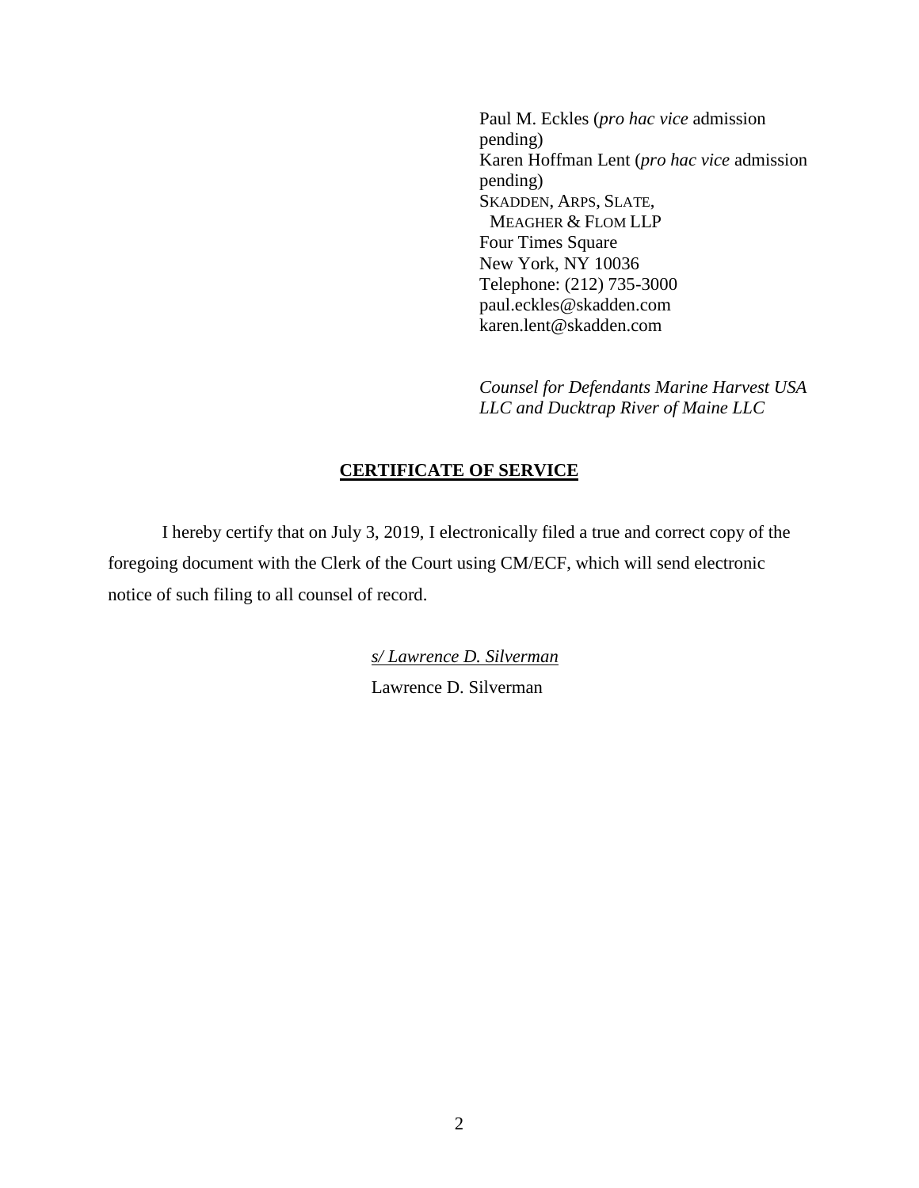Paul M. Eckles (*pro hac vice* admission pending)
Karen Hoffman Lent (*pro hac vice* admission pending)
SKADDEN, ARPS, SLATE,
MEAGHER & FLOM LLP
Four Times Square
New York, NY 10036
Telephone: (212) 735-3000
paul.eckles@skadden.com
karen.lent@skadden.com

*Counsel for Defendants Marine Harvest USA LLC and Ducktrap River of Maine LLC*

## CERTIFICATE OF SERVICE

I hereby certify that on July 3, 2019, I electronically filed a true and correct copy of the foregoing document with the Clerk of the Court using CM/ECF, which will send electronic notice of such filing to all counsel of record.

*s/ Lawrence D. Silverman*
Lawrence D. Silverman